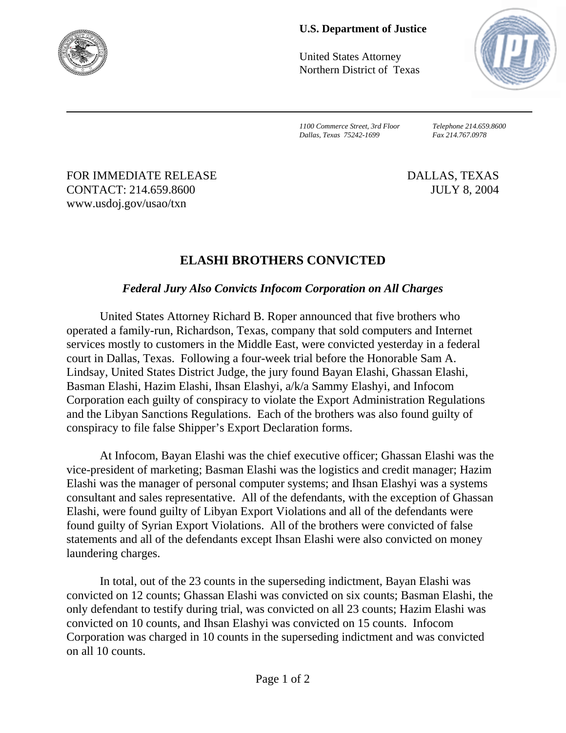**U.S. Department of Justice**

United States Attorney
Northern District of Texas

*1100 Commerce Street, 3rd Floor*
*Dallas, Texas 75242-1699*

*Telephone 214.659.8600*
*Fax 214.767.0978*

FOR IMMEDIATE RELEASE
CONTACT: 214.659.8600
www.usdoj.gov/usao/txn

DALLAS, TEXAS
JULY 8, 2004

# ELASHI BROTHERS CONVICTED

## *Federal Jury Also Convicts Infocom Corporation on All Charges*

United States Attorney Richard B. Roper announced that five brothers who operated a family-run, Richardson, Texas, company that sold computers and Internet services mostly to customers in the Middle East, were convicted yesterday in a federal court in Dallas, Texas. Following a four-week trial before the Honorable Sam A. Lindsay, United States District Judge, the jury found Bayan Elashi, Ghassan Elashi, Basman Elashi, Hazim Elashi, Ihsan Elashyi, a/k/a Sammy Elashyi, and Infocom Corporation each guilty of conspiracy to violate the Export Administration Regulations and the Libyan Sanctions Regulations. Each of the brothers was also found guilty of conspiracy to file false Shipper's Export Declaration forms.

At Infocom, Bayan Elashi was the chief executive officer; Ghassan Elashi was the vice-president of marketing; Basman Elashi was the logistics and credit manager; Hazim Elashi was the manager of personal computer systems; and Ihsan Elashyi was a systems consultant and sales representative. All of the defendants, with the exception of Ghassan Elashi, were found guilty of Libyan Export Violations and all of the defendants were found guilty of Syrian Export Violations. All of the brothers were convicted of false statements and all of the defendants except Ihsan Elashi were also convicted on money laundering charges.

In total, out of the 23 counts in the superseding indictment, Bayan Elashi was convicted on 12 counts; Ghassan Elashi was convicted on six counts; Basman Elashi, the only defendant to testify during trial, was convicted on all 23 counts; Hazim Elashi was convicted on 10 counts, and Ihsan Elashyi was convicted on 15 counts. Infocom Corporation was charged in 10 counts in the superseding indictment and was convicted on all 10 counts.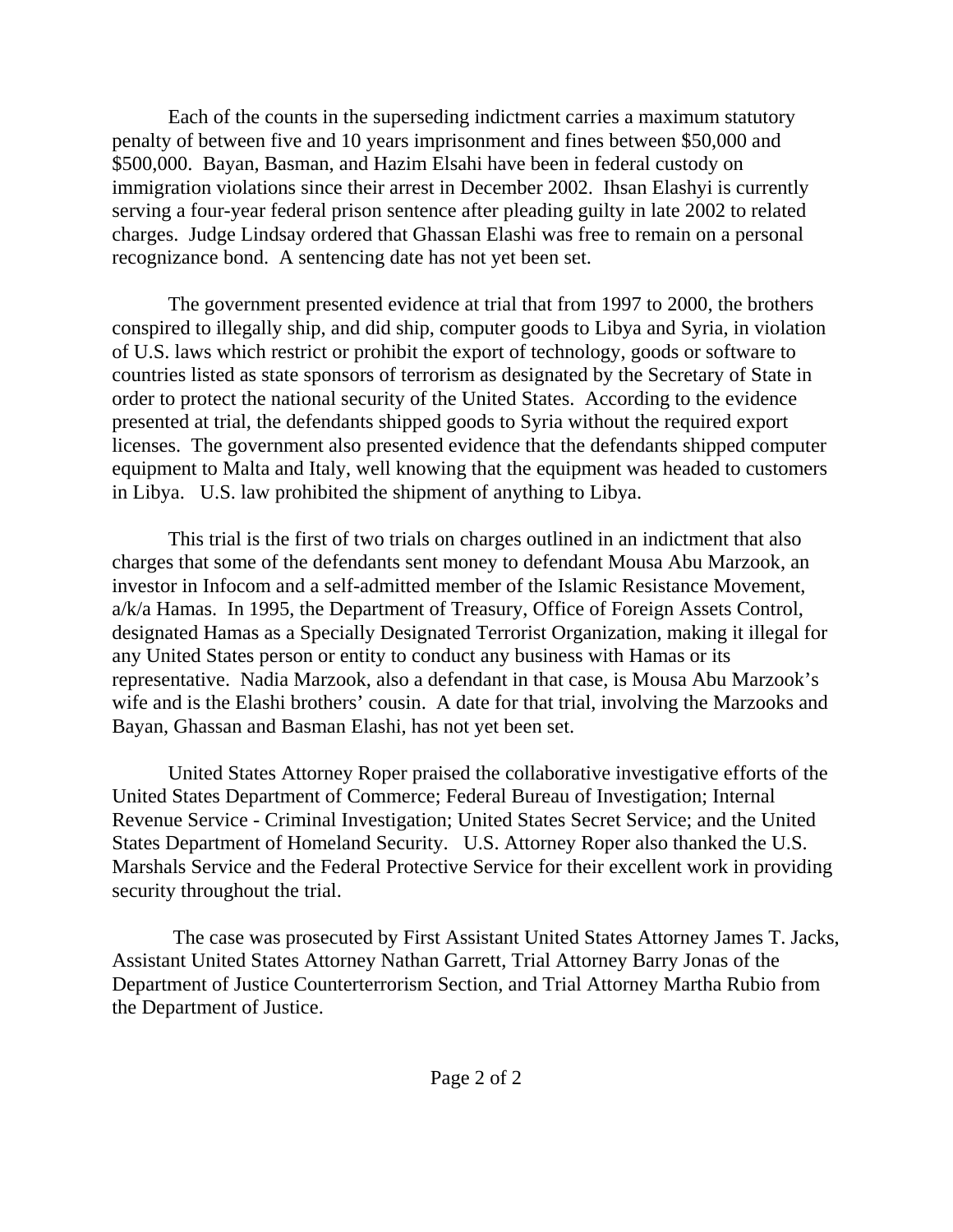Each of the counts in the superseding indictment carries a maximum statutory penalty of between five and 10 years imprisonment and fines between $50,000 and $500,000. Bayan, Basman, and Hazim Elsahi have been in federal custody on immigration violations since their arrest in December 2002. Ihsan Elashyi is currently serving a four-year federal prison sentence after pleading guilty in late 2002 to related charges. Judge Lindsay ordered that Ghassan Elashi was free to remain on a personal recognizance bond. A sentencing date has not yet been set.

The government presented evidence at trial that from 1997 to 2000, the brothers conspired to illegally ship, and did ship, computer goods to Libya and Syria, in violation of U.S. laws which restrict or prohibit the export of technology, goods or software to countries listed as state sponsors of terrorism as designated by the Secretary of State in order to protect the national security of the United States. According to the evidence presented at trial, the defendants shipped goods to Syria without the required export licenses. The government also presented evidence that the defendants shipped computer equipment to Malta and Italy, well knowing that the equipment was headed to customers in Libya. U.S. law prohibited the shipment of anything to Libya.

This trial is the first of two trials on charges outlined in an indictment that also charges that some of the defendants sent money to defendant Mousa Abu Marzook, an investor in Infocom and a self-admitted member of the Islamic Resistance Movement, a/k/a Hamas. In 1995, the Department of Treasury, Office of Foreign Assets Control, designated Hamas as a Specially Designated Terrorist Organization, making it illegal for any United States person or entity to conduct any business with Hamas or its representative. Nadia Marzook, also a defendant in that case, is Mousa Abu Marzook's wife and is the Elashi brothers' cousin. A date for that trial, involving the Marzooks and Bayan, Ghassan and Basman Elashi, has not yet been set.

United States Attorney Roper praised the collaborative investigative efforts of the United States Department of Commerce; Federal Bureau of Investigation; Internal Revenue Service - Criminal Investigation; United States Secret Service; and the United States Department of Homeland Security. U.S. Attorney Roper also thanked the U.S. Marshals Service and the Federal Protective Service for their excellent work in providing security throughout the trial.

The case was prosecuted by First Assistant United States Attorney James T. Jacks, Assistant United States Attorney Nathan Garrett, Trial Attorney Barry Jonas of the Department of Justice Counterterrorism Section, and Trial Attorney Martha Rubio from the Department of Justice.